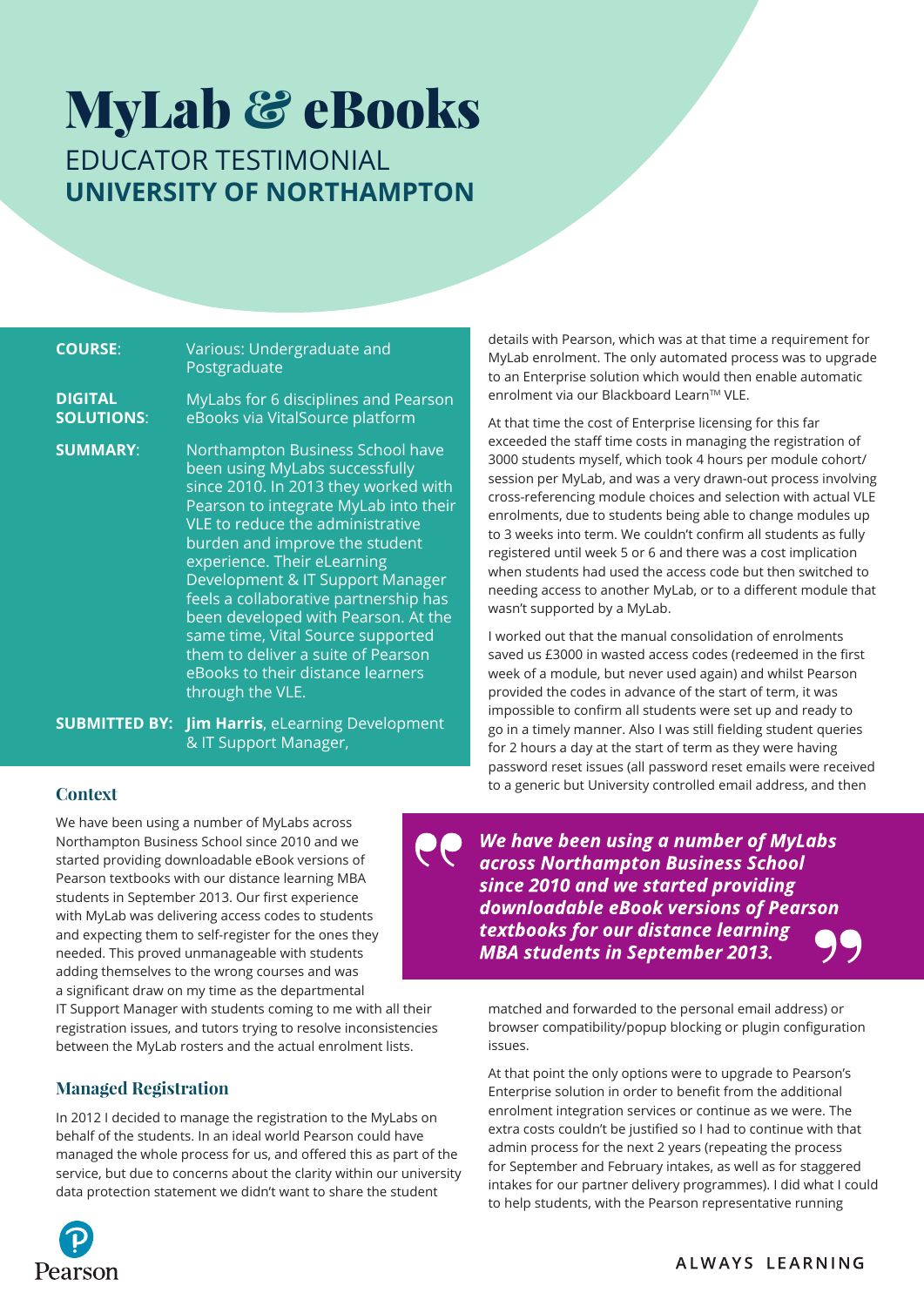# MyLab & eBooks

## EDUCATOR TESTIMONIAL
## UNIVERSITY OF NORTHAMPTON

| | |
|---|---|
| **COURSE**: | Various: Undergraduate and Postgraduate |
| **DIGITAL SOLUTIONS**: | MyLabs for 6 disciplines and Pearson eBooks via VitalSource platform |
| **SUMMARY**: | Northampton Business School have been using MyLabs successfully since 2010. In 2013 they worked with Pearson to integrate MyLab into their VLE to reduce the administrative burden and improve the student experience. Their eLearning Development & IT Support Manager feels a collaborative partnership has been developed with Pearson. At the same time, Vital Source supported them to deliver a suite of Pearson eBooks to their distance learners through the VLE. |
| **SUBMITTED BY:** | **Jim Harris**, eLearning Development & IT Support Manager, |

### Context

We have been using a number of MyLabs across Northampton Business School since 2010 and we started providing downloadable eBook versions of Pearson textbooks with our distance learning MBA students in September 2013. Our first experience with MyLab was delivering access codes to students and expecting them to self-register for the ones they needed. This proved unmanageable with students adding themselves to the wrong courses and was a significant draw on my time as the departmental IT Support Manager with students coming to me with all their registration issues, and tutors trying to resolve inconsistencies between the MyLab rosters and the actual enrolment lists.

### Managed Registration

In 2012 I decided to manage the registration to the MyLabs on behalf of the students. In an ideal world Pearson could have managed the whole process for us, and offered this as part of the service, but due to concerns about the clarity within our university data protection statement we didn't want to share the student details with Pearson, which was at that time a requirement for MyLab enrolment. The only automated process was to upgrade to an Enterprise solution which would then enable automatic enrolment via our Blackboard Learn™ VLE.

At that time the cost of Enterprise licensing for this far exceeded the staff time costs in managing the registration of 3000 students myself, which took 4 hours per module cohort/session per MyLab, and was a very drawn-out process involving cross-referencing module choices and selection with actual VLE enrolments, due to students being able to change modules up to 3 weeks into term. We couldn't confirm all students as fully registered until week 5 or 6 and there was a cost implication when students had used the access code but then switched to needing access to another MyLab, or to a different module that wasn't supported by a MyLab.

I worked out that the manual consolidation of enrolments saved us £3000 in wasted access codes (redeemed in the first week of a module, but never used again) and whilst Pearson provided the codes in advance of the start of term, it was impossible to confirm all students were set up and ready to go in a timely manner. Also I was still fielding student queries for 2 hours a day at the start of term as they were having password reset issues (all password reset emails were received to a generic but University controlled email address, and then matched and forwarded to the personal email address) or browser compatibility/popup blocking or plugin configuration issues.

> ***We have been using a number of MyLabs across Northampton Business School since 2010 and we started providing downloadable eBook versions of Pearson textbooks for our distance learning MBA students in September 2013.***

At that point the only options were to upgrade to Pearson's Enterprise solution in order to benefit from the additional enrolment integration services or continue as we were. The extra costs couldn't be justified so I had to continue with that admin process for the next 2 years (repeating the process for September and February intakes, as well as for staggered intakes for our partner delivery programmes). I did what I could to help students, with the Pearson representative running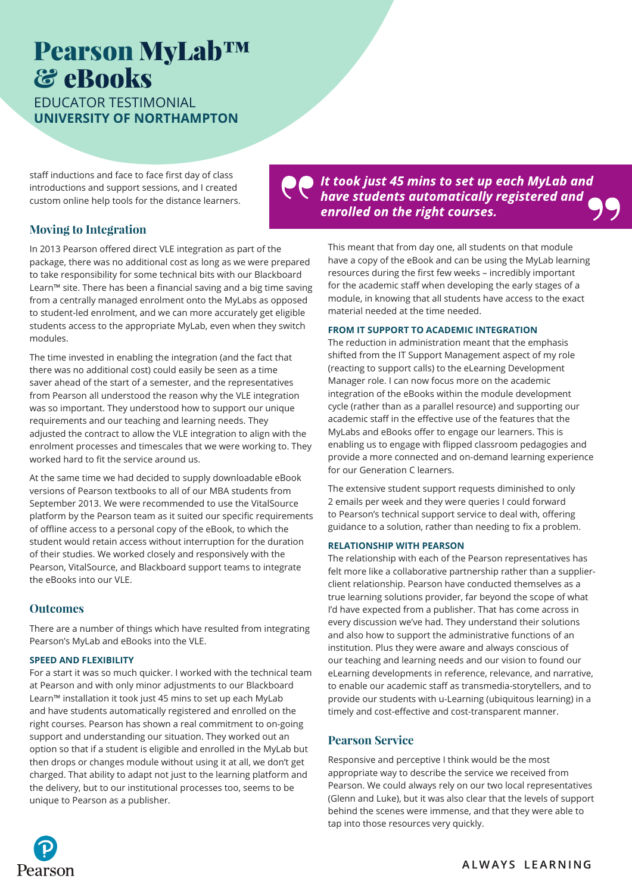# Pearson MyLab™ & eBooks

EDUCATOR TESTIMONIAL

**UNIVERSITY OF NORTHAMPTON**

staff inductions and face to face first day of class introductions and support sessions, and I created custom online help tools for the distance learners.

## Moving to Integration

In 2013 Pearson offered direct VLE integration as part of the package, there was no additional cost as long as we were prepared to take responsibility for some technical bits with our Blackboard Learn™ site. There has been a financial saving and a big time saving from a centrally managed enrolment onto the MyLabs as opposed to student-led enrolment, and we can more accurately get eligible students access to the appropriate MyLab, even when they switch modules.

The time invested in enabling the integration (and the fact that there was no additional cost) could easily be seen as a time saver ahead of the start of a semester, and the representatives from Pearson all understood the reason why the VLE integration was so important. They understood how to support our unique requirements and our teaching and learning needs. They adjusted the contract to allow the VLE integration to align with the enrolment processes and timescales that we were working to. They worked hard to fit the service around us.

At the same time we had decided to supply downloadable eBook versions of Pearson textbooks to all of our MBA students from September 2013. We were recommended to use the VitalSource platform by the Pearson team as it suited our specific requirements of offline access to a personal copy of the eBook, to which the student would retain access without interruption for the duration of their studies. We worked closely and responsively with the Pearson, VitalSource, and Blackboard support teams to integrate the eBooks into our VLE.

## Outcomes

There are a number of things which have resulted from integrating Pearson's MyLab and eBooks into the VLE.

### SPEED AND FLEXIBILITY

For a start it was so much quicker. I worked with the technical team at Pearson and with only minor adjustments to our Blackboard Learn™ installation it took just 45 mins to set up each MyLab and have students automatically registered and enrolled on the right courses. Pearson has shown a real commitment to on-going support and understanding our situation. They worked out an option so that if a student is eligible and enrolled in the MyLab but then drops or changes module without using it at all, we don't get charged. That ability to adapt not just to the learning platform and the delivery, but to our institutional processes too, seems to be unique to Pearson as a publisher.

> ***It took just 45 mins to set up each MyLab and have students automatically registered and enrolled on the right courses.***

This meant that from day one, all students on that module have a copy of the eBook and can be using the MyLab learning resources during the first few weeks – incredibly important for the academic staff when developing the early stages of a module, in knowing that all students have access to the exact material needed at the time needed.

### FROM IT SUPPORT TO ACADEMIC INTEGRATION

The reduction in administration meant that the emphasis shifted from the IT Support Management aspect of my role (reacting to support calls) to the eLearning Development Manager role. I can now focus more on the academic integration of the eBooks within the module development cycle (rather than as a parallel resource) and supporting our academic staff in the effective use of the features that the MyLabs and eBooks offer to engage our learners. This is enabling us to engage with flipped classroom pedagogies and provide a more connected and on-demand learning experience for our Generation C learners.

The extensive student support requests diminished to only 2 emails per week and they were queries I could forward to Pearson's technical support service to deal with, offering guidance to a solution, rather than needing to fix a problem.

### RELATIONSHIP WITH PEARSON

The relationship with each of the Pearson representatives has felt more like a collaborative partnership rather than a supplier-client relationship. Pearson have conducted themselves as a true learning solutions provider, far beyond the scope of what I'd have expected from a publisher. That has come across in every discussion we've had. They understand their solutions and also how to support the administrative functions of an institution. Plus they were aware and always conscious of our teaching and learning needs and our vision to found our eLearning developments in reference, relevance, and narrative, to enable our academic staff as transmedia-storytellers, and to provide our students with u-Learning (ubiquitous learning) in a timely and cost-effective and cost-transparent manner.

## Pearson Service

Responsive and perceptive I think would be the most appropriate way to describe the service we received from Pearson. We could always rely on our two local representatives (Glenn and Luke), but it was also clear that the levels of support behind the scenes were immense, and that they were able to tap into those resources very quickly.